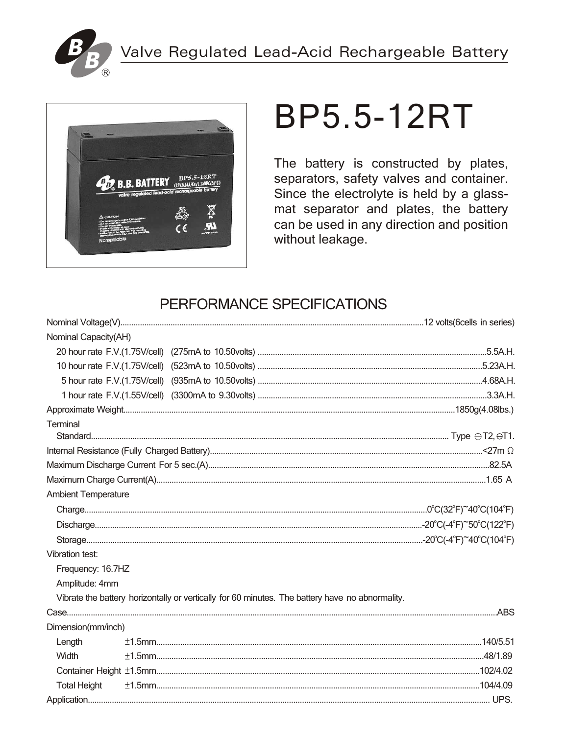Valve Regulated Lead-Acid Rechargeable Battery

# BP5.5-12RT

The battery is constructed by plates, separators, safety valves and container. Since the electrolyte is held by a glass-mat separator and plates, the battery can be used in any direction and position without leakage.

## PERFORMANCE SPECIFICATIONS

Nominal Voltage(V)....12 volts(6cells in series)

Nominal Capacity(AH)

- 20 hour rate F.V.(1.75V/cell) (275mA to 10.50volts) ....5.5A.H.
- 10 hour rate F.V.(1.75V/cell) (523mA to 10.50volts) ....5.23A.H.
- 5 hour rate F.V.(1.75V/cell) (935mA to 10.50volts) ....4.68A.H.
- 1 hour rate F.V.(1.55V/cell) (3300mA to 9.30volts) ....3.3A.H.

Approximate Weight....1850g(4.08lbs.)

Terminal

- Standard.... Type ⊕T2,⊖T1.

Internal Resistance (Fully Charged Battery)....<27m Ω

Maximum Discharge Current For 5 sec.(A)....82.5A

Maximum Charge Current(A)....1.65 A

Ambient Temperature

- Charge....0°C(32°F)~40°C(104°F)
- Discharge....-20°C(-4°F)~50°C(122°F)
- Storage....-20°C(-4°F)~40°C(104°F)

Vibration test:

- Frequency: 16.7HZ
- Amplitude: 4mm
- Vibrate the battery horizontally or vertically for 60 minutes. The battery have no abnormality.

Case....ABS

Dimension(mm/inch)

- Length ±1.5mm....140/5.51
- Width ±1.5mm....48/1.89
- Container Height ±1.5mm....102/4.02
- Total Height ±1.5mm....104/4.09

Application.... UPS.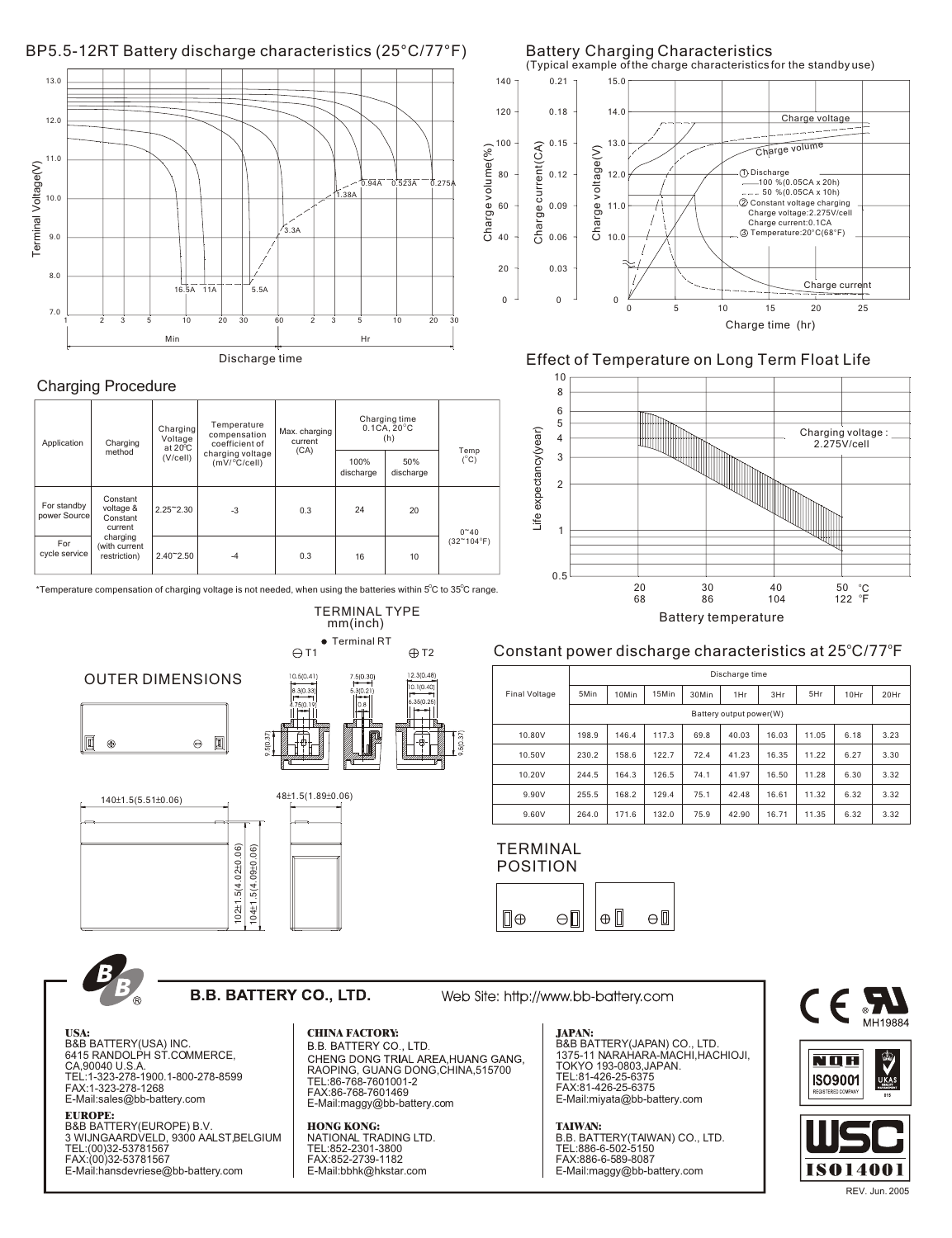## BP5.5-12RT Battery discharge characteristics (25°C/77°F)

Terminal Voltage(V)

13.0
12.0
11.0
10.0
9.0
8.0
7.0

1 2 3 5 10 20 30 60 2 3 5 10 20 30

Min Hr

Discharge time

16.5A 11A 5.5A 3.3A 1.38A 0.94A 0.523A 0.275A

## Battery Charging Characteristics

(Typical example of the charge characteristics for the standby use)

Charge volume(%) Charge current(CA) Charge voltage(V)

140 0.21 15.0
120 0.18 14.0
100 0.15 13.0
80 0.12 12.0
60 0.09 11.0
40 0.06 10.0
20 0.03
0 0 0

0 5 10 15 20 25

Charge time (hr)

Charge voltage

Charge volume

Charge current

① Discharge
—— 100 %(0.05CA x 20h)
- - - 50 %(0.05CA x 10h)
② Constant voltage charging
Charge voltage:2.275V/cell
Charge current:0.1CA
③ Temperature:20°C(68°F)

## Charging Procedure

| Application | Charging method | Charging Voltage at 20°C (V/cell) | Temperature compensation coefficient of charging voltage (mV/°C/cell) | Max. charging current (CA) | Charging time 0.1CA, 20°C (h) | | Temp (°C) |
|---|---|---|---|---|---|---|---|
| | | | | | 100% discharge | 50% discharge | |
| For standby power Source | Constant voltage & Constant current charging (with current restriction) | 2.25~2.30 | -3 | 0.3 | 24 | 20 | 0~40 (32~104°F) |
| For cycle service | | 2.40~2.50 | -4 | 0.3 | 16 | 10 | |

*Temperature compensation of charging voltage is not needed, when using the batteries within 5°C to 35°C range.

## Effect of Temperature on Long Term Float Life

Life expectancy(year)

10 8 6 5 4 3 2 1 0.5

Charging voltage : 2.275V/cell

20 30 40 50 °C
68 86 104 122 °F

Battery temperature

## TERMINAL TYPE

mm(inch)

● Terminal RT

⊖T1 ⊕T2

10.5(0.41) 8.3(0.33) 4.75(0.19) 9.5(0.37)

7.5(0.30) 5.3(0.21) 0.8

12.3(0.48) 10.1(0.40) 6.35(0.25) 9.5(0.37)

## OUTER DIMENSIONS

140±1.5(5.51±0.06)

48±1.5(1.89±0.06)

102±1.5(4.02±0.06)

104±1.5(4.09±0.06)

## Constant power discharge characteristics at 25°C/77°F

| Final Voltage | Discharge time | | | | | | | | |
|---|---|---|---|---|---|---|---|---|---|
| | 5Min | 10Min | 15Min | 30Min | 1Hr | 3Hr | 5Hr | 10Hr | 20Hr |
| | Battery output power(W) | | | | | | | | |
| 10.80V | 198.9 | 146.4 | 117.3 | 69.8 | 40.03 | 16.03 | 11.05 | 6.18 | 3.23 |
| 10.50V | 230.2 | 158.6 | 122.7 | 72.4 | 41.23 | 16.35 | 11.22 | 6.27 | 3.30 |
| 10.20V | 244.5 | 164.3 | 126.5 | 74.1 | 41.97 | 16.50 | 11.28 | 6.30 | 3.32 |
| 9.90V | 255.5 | 168.2 | 129.4 | 75.1 | 42.48 | 16.61 | 11.32 | 6.32 | 3.32 |
| 9.60V | 264.0 | 171.6 | 132.0 | 75.9 | 42.90 | 16.71 | 11.35 | 6.32 | 3.32 |

## TERMINAL POSITION

**B.B. BATTERY CO., LTD.** Web Site: http://www.bb-battery.com

**USA:**
B&B BATTERY(USA) INC.
6415 RANDOLPH ST.COMMERCE,
CA,90040 U.S.A.
TEL:1-323-278-1900.1-800-278-8599
FAX:1-323-278-1268
E-Mail:sales@bb-battery.com

**EUROPE:**
B&B BATTERY(EUROPE) B.V.
3 WIJNGAARDVELD, 9300 AALST,BELGIUM
TEL:(00)32-53781567
FAX:(00)32-53781567
E-Mail:hansdevriese@bb-battery.com

**CHINA FACTORY:**
B.B. BATTERY CO., LTD.
CHENG DONG TRIAL AREA,HUANG GANG,
RAOPING, GUANG DONG,CHINA,515700
TEL:86-768-7601001-2
FAX:86-768-7601469
E-Mail:maggy@bb-battery.com

**HONG KONG:**
NATIONAL TRADING LTD.
TEL:852-2301-3800
FAX:852-2739-1182
E-Mail:bbhk@hkstar.com

**JAPAN:**
B&B BATTERY(JAPAN) CO., LTD.
1375-11 NARAHARA-MACHI,HACHIOJI,
TOKYO 193-0803,JAPAN.
TEL:81-426-25-6375
FAX:81-426-25-6375
E-Mail:miyata@bb-battery.com

**TAIWAN:**
B.B. BATTERY(TAIWAN) CO., LTD.
TEL:886-6-502-5150
FAX:886-6-589-8087
E-Mail:maggy@bb-battery.com

MH19884

ISO9001

ISO14001

REV. Jun. 2005